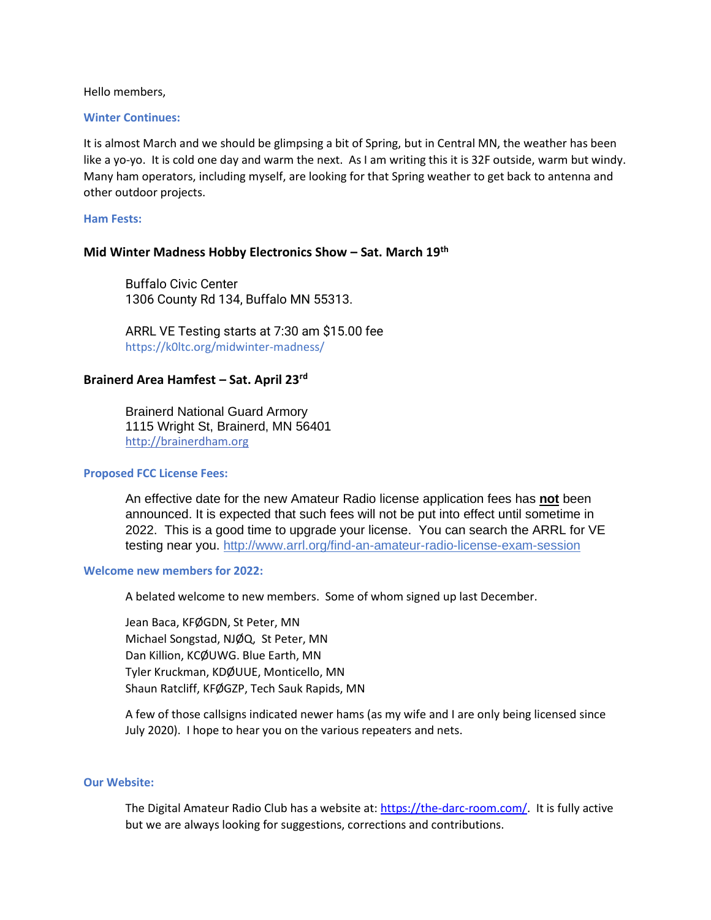Hello members,

## Winter Continues:

It is almost March and we should be glimpsing a bit of Spring, but in Central MN, the weather has been like a yo-yo. It is cold one day and warm the next. As I am writing this it is 32F outside, warm but windy. Many ham operators, including myself, are looking for that Spring weather to get back to antenna and other outdoor projects.

## Ham Fests:

### Mid Winter Madness Hobby Electronics Show – Sat. March 19th

Buffalo Civic Center
1306 County Rd 134, Buffalo MN 55313.

ARRL VE Testing starts at 7:30 am $15.00 fee
https://k0ltc.org/midwinter-madness/

### Brainerd Area Hamfest – Sat. April 23rd

Brainerd National Guard Armory
1115 Wright St, Brainerd, MN 56401
http://brainerdham.org

## Proposed FCC License Fees:

An effective date for the new Amateur Radio license application fees has **not** been announced. It is expected that such fees will not be put into effect until sometime in 2022. This is a good time to upgrade your license. You can search the ARRL for VE testing near you. http://www.arrl.org/find-an-amateur-radio-license-exam-session

## Welcome new members for 2022:

A belated welcome to new members. Some of whom signed up last December.

Jean Baca, KFØGDN, St Peter, MN
Michael Songstad, NJØQ, St Peter, MN
Dan Killion, KCØUWG. Blue Earth, MN
Tyler Kruckman, KDØUUE, Monticello, MN
Shaun Ratcliff, KFØGZP, Tech Sauk Rapids, MN

A few of those callsigns indicated newer hams (as my wife and I are only being licensed since July 2020). I hope to hear you on the various repeaters and nets.

## Our Website:

The Digital Amateur Radio Club has a website at: https://the-darc-room.com/. It is fully active but we are always looking for suggestions, corrections and contributions.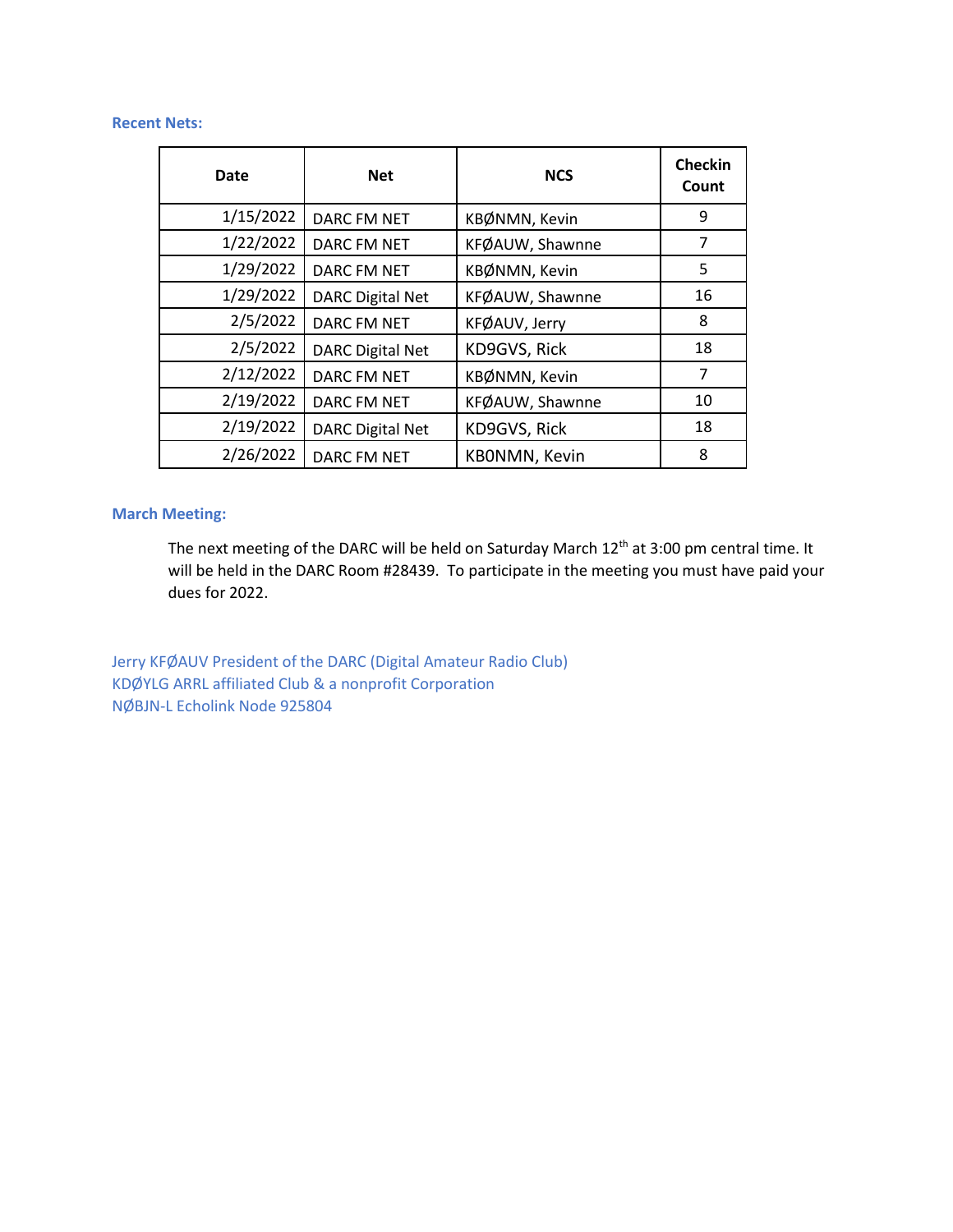### Recent Nets:

| Date | Net | NCS | Checkin Count |
|---|---|---|---|
| 1/15/2022 | DARC FM NET | KBØNMN, Kevin | 9 |
| 1/22/2022 | DARC FM NET | KFØAUW, Shawnne | 7 |
| 1/29/2022 | DARC FM NET | KBØNMN, Kevin | 5 |
| 1/29/2022 | DARC Digital Net | KFØAUW, Shawnne | 16 |
| 2/5/2022 | DARC FM NET | KFØAUV, Jerry | 8 |
| 2/5/2022 | DARC Digital Net | KD9GVS, Rick | 18 |
| 2/12/2022 | DARC FM NET | KBØNMN, Kevin | 7 |
| 2/19/2022 | DARC FM NET | KFØAUW, Shawnne | 10 |
| 2/19/2022 | DARC Digital Net | KD9GVS, Rick | 18 |
| 2/26/2022 | DARC FM NET | KB0NMN, Kevin | 8 |

### March Meeting:

The next meeting of the DARC will be held on Saturday March 12th at 3:00 pm central time. It will be held in the DARC Room #28439. To participate in the meeting you must have paid your dues for 2022.

Jerry KFØAUV President of the DARC (Digital Amateur Radio Club)
KDØYLG ARRL affiliated Club & a nonprofit Corporation
NØBJN-L Echolink Node 925804